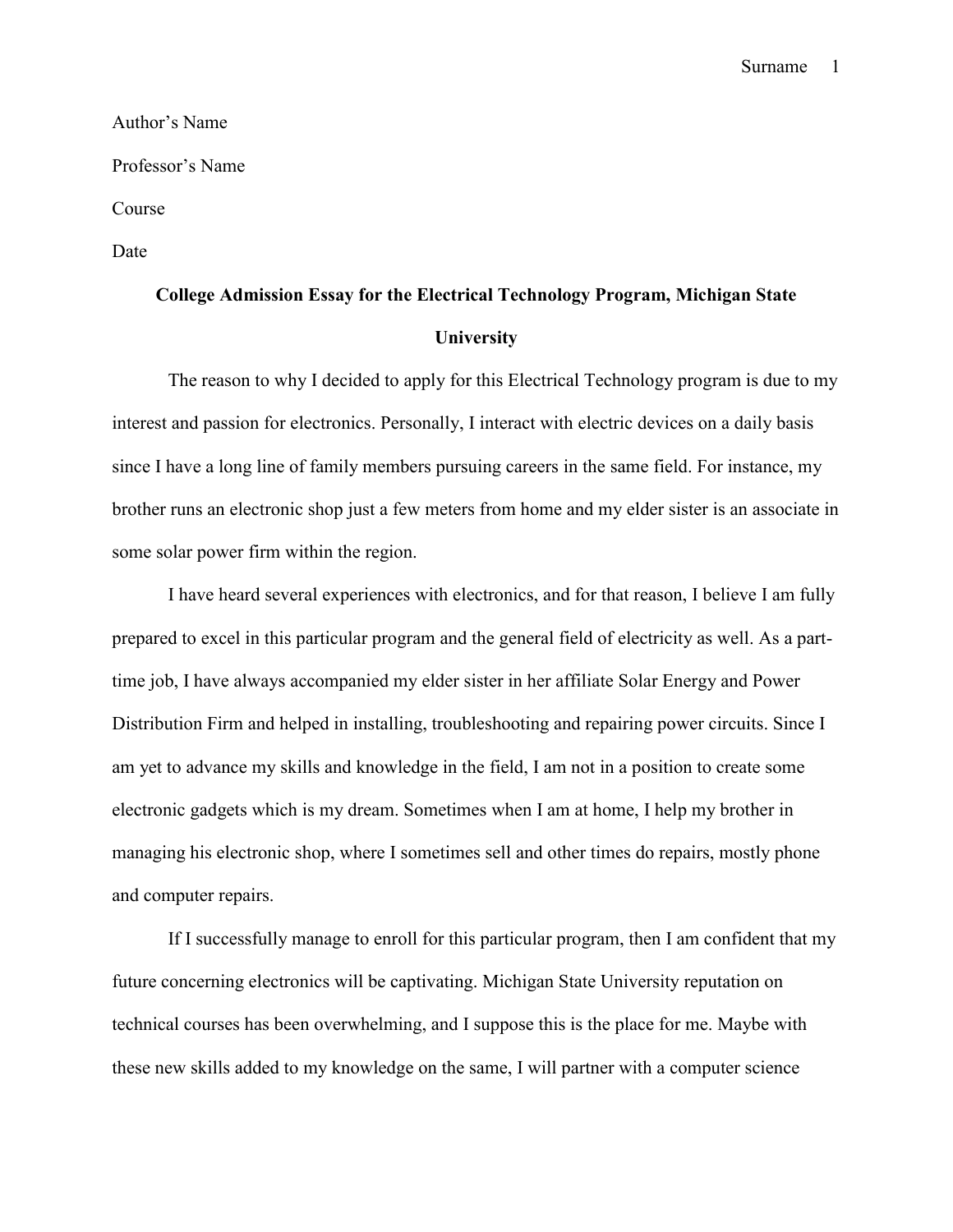Author's Name

Professor's Name

Course

Date

**College Admission Essay for the Electrical Technology Program, Michigan State University**

The reason to why I decided to apply for this Electrical Technology program is due to my interest and passion for electronics. Personally, I interact with electric devices on a daily basis since I have a long line of family members pursuing careers in the same field. For instance, my brother runs an electronic shop just a few meters from home and my elder sister is an associate in some solar power firm within the region.

I have heard several experiences with electronics, and for that reason, I believe I am fully prepared to excel in this particular program and the general field of electricity as well. As a part-time job, I have always accompanied my elder sister in her affiliate Solar Energy and Power Distribution Firm and helped in installing, troubleshooting and repairing power circuits. Since I am yet to advance my skills and knowledge in the field, I am not in a position to create some electronic gadgets which is my dream. Sometimes when I am at home, I help my brother in managing his electronic shop, where I sometimes sell and other times do repairs, mostly phone and computer repairs.

If I successfully manage to enroll for this particular program, then I am confident that my future concerning electronics will be captivating. Michigan State University reputation on technical courses has been overwhelming, and I suppose this is the place for me. Maybe with these new skills added to my knowledge on the same, I will partner with a computer science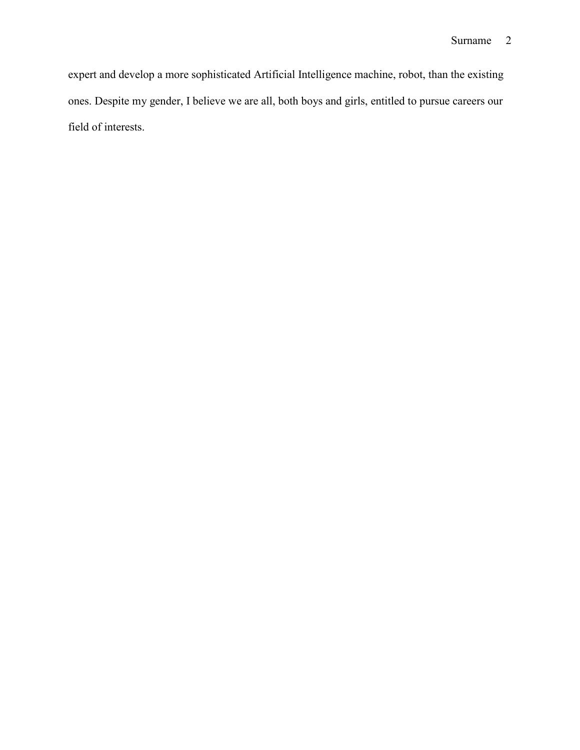expert and develop a more sophisticated Artificial Intelligence machine, robot, than the existing ones. Despite my gender, I believe we are all, both boys and girls, entitled to pursue careers our field of interests.